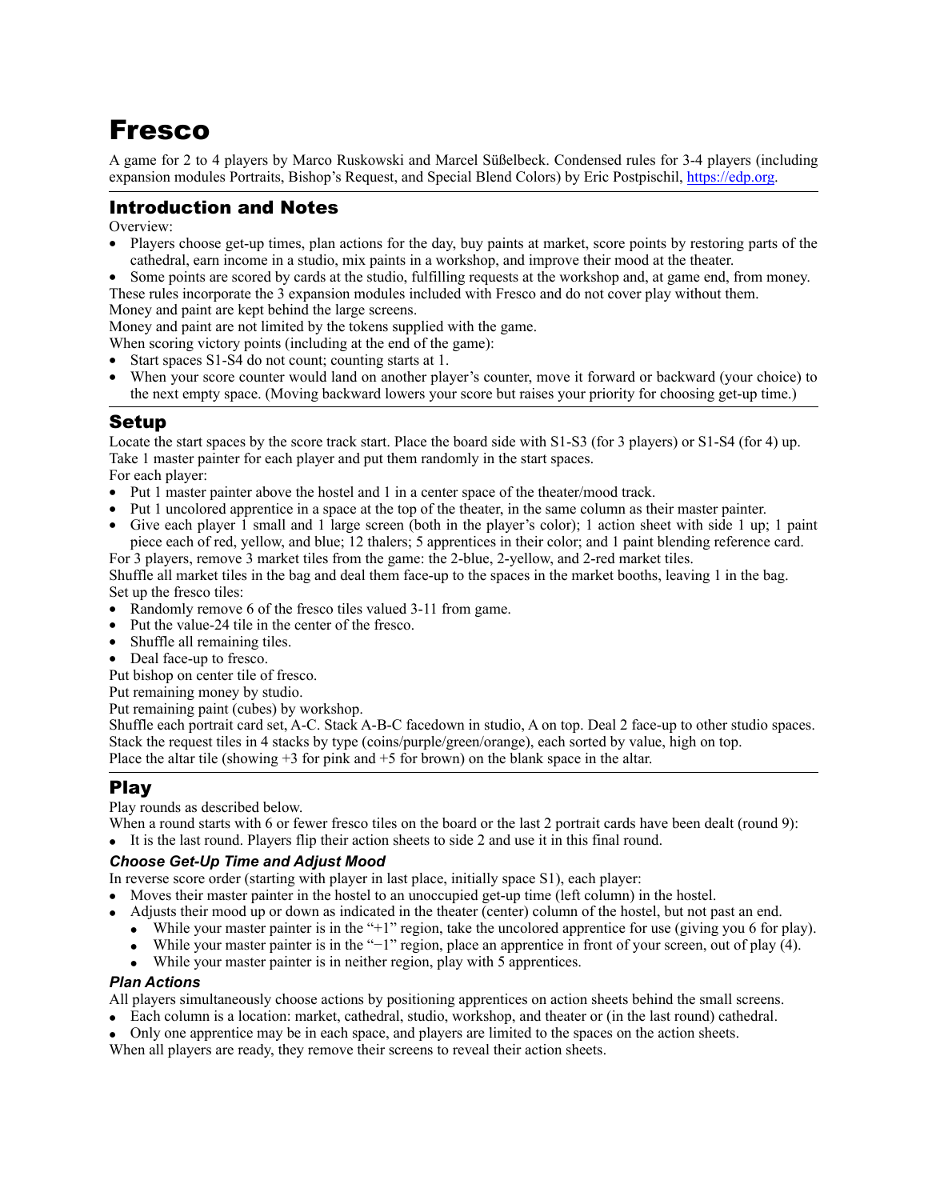# Fresco

A game for 2 to 4 players by Marco Ruskowski and Marcel Süßelbeck. Condensed rules for 3-4 players (including expansion modules Portraits, Bishop's Request, and Special Blend Colors) by Eric Postpischil, [https://edp.org](https://edp.org).

## Introduction and Notes

Overview:

- Players choose get-up times, plan actions for the day, buy paints at market, score points by restoring parts of the cathedral, earn income in a studio, mix paints in a workshop, and improve their mood at the theater.
- Some points are scored by cards at the studio, fulfilling requests at the workshop and, at game end, from money.

These rules incorporate the 3 expansion modules included with Fresco and do not cover play without them.

Money and paint are kept behind the large screens.

Money and paint are not limited by the tokens supplied with the game.

When scoring victory points (including at the end of the game):

- Start spaces S1-S4 do not count; counting starts at 1.
- When your score counter would land on another player's counter, move it forward or backward (your choice) to the next empty space. (Moving backward lowers your score but raises your priority for choosing get-up time.)

## Setup

Locate the start spaces by the score track start. Place the board side with S1-S3 (for 3 players) or S1-S4 (for 4) up.

Take 1 master painter for each player and put them randomly in the start spaces.

For each player:

- Put 1 master painter above the hostel and 1 in a center space of the theater/mood track.
- Put 1 uncolored apprentice in a space at the top of the theater, in the same column as their master painter.
- Give each player 1 small and 1 large screen (both in the player's color); 1 action sheet with side 1 up; 1 paint piece each of red, yellow, and blue; 12 thalers; 5 apprentices in their color; and 1 paint blending reference card.

For 3 players, remove 3 market tiles from the game: the 2-blue, 2-yellow, and 2-red market tiles.

Shuffle all market tiles in the bag and deal them face-up to the spaces in the market booths, leaving 1 in the bag.

Set up the fresco tiles:

- Randomly remove 6 of the fresco tiles valued 3-11 from game.
- Put the value-24 tile in the center of the fresco.
- Shuffle all remaining tiles.
- Deal face-up to fresco.

Put bishop on center tile of fresco.

Put remaining money by studio.

Put remaining paint (cubes) by workshop.

Shuffle each portrait card set, A-C. Stack A-B-C facedown in studio, A on top. Deal 2 face-up to other studio spaces.

Stack the request tiles in 4 stacks by type (coins/purple/green/orange), each sorted by value, high on top.

Place the altar tile (showing +3 for pink and +5 for brown) on the blank space in the altar.

## Play

Play rounds as described below.

When a round starts with 6 or fewer fresco tiles on the board or the last 2 portrait cards have been dealt (round 9):

- It is the last round. Players flip their action sheets to side 2 and use it in this final round.

### *Choose Get-Up Time and Adjust Mood*

In reverse score order (starting with player in last place, initially space S1), each player:

- Moves their master painter in the hostel to an unoccupied get-up time (left column) in the hostel.
- Adjusts their mood up or down as indicated in the theater (center) column of the hostel, but not past an end.
  - While your master painter is in the "+1" region, take the uncolored apprentice for use (giving you 6 for play).
  - While your master painter is in the "−1" region, place an apprentice in front of your screen, out of play (4).
  - While your master painter is in neither region, play with 5 apprentices.

### *Plan Actions*

All players simultaneously choose actions by positioning apprentices on action sheets behind the small screens.

- Each column is a location: market, cathedral, studio, workshop, and theater or (in the last round) cathedral.
- Only one apprentice may be in each space, and players are limited to the spaces on the action sheets.

When all players are ready, they remove their screens to reveal their action sheets.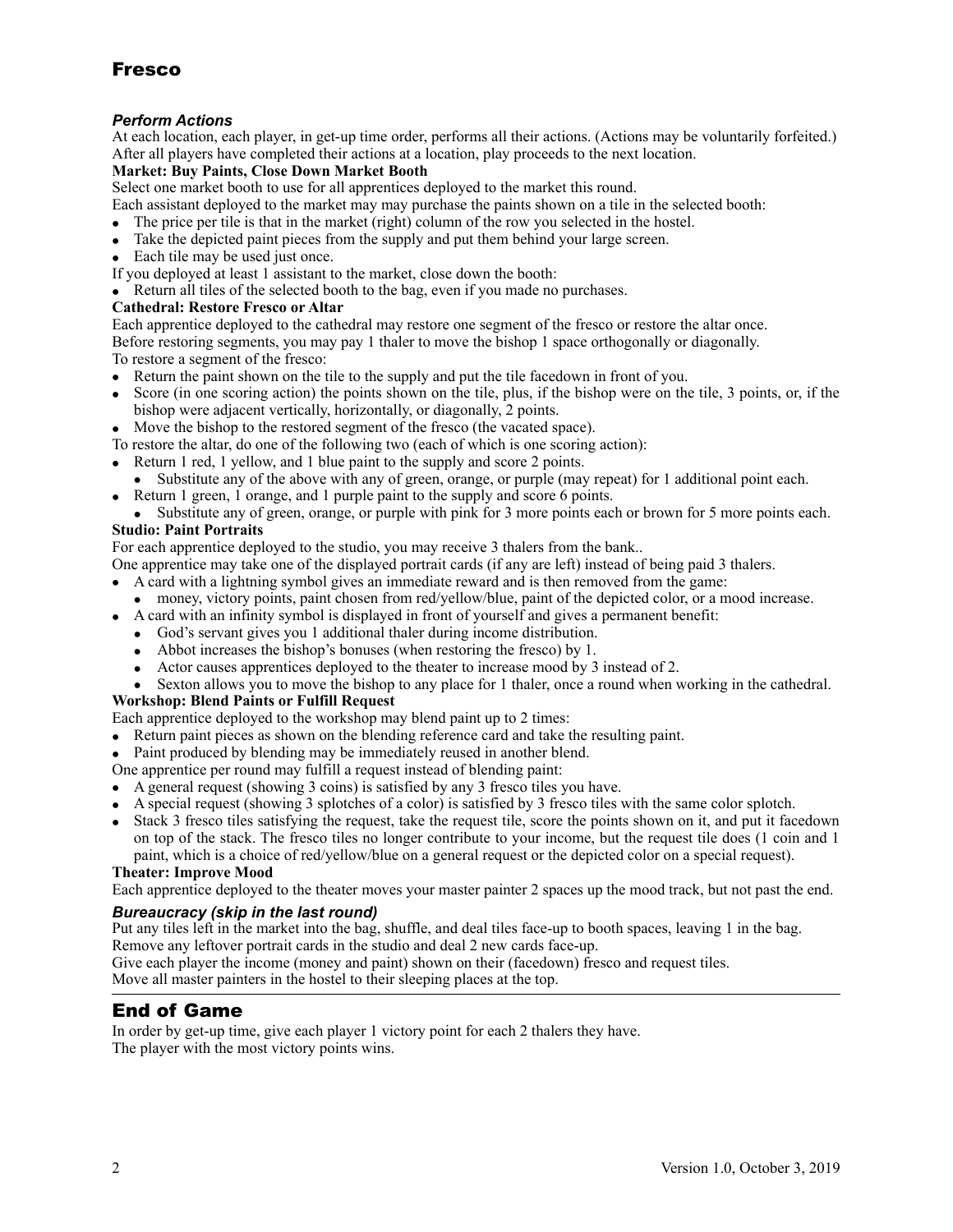### *Perform Actions*

At each location, each player, in get-up time order, performs all their actions. (Actions may be voluntarily forfeited.) After all players have completed their actions at a location, play proceeds to the next location.

**Market: Buy Paints, Close Down Market Booth**

Select one market booth to use for all apprentices deployed to the market this round.

Each assistant deployed to the market may may purchase the paints shown on a tile in the selected booth:

- The price per tile is that in the market (right) column of the row you selected in the hostel.
- Take the depicted paint pieces from the supply and put them behind your large screen.
- Each tile may be used just once.

If you deployed at least 1 assistant to the market, close down the booth:

- Return all tiles of the selected booth to the bag, even if you made no purchases.

**Cathedral: Restore Fresco or Altar**

Each apprentice deployed to the cathedral may restore one segment of the fresco or restore the altar once.

Before restoring segments, you may pay 1 thaler to move the bishop 1 space orthogonally or diagonally.

To restore a segment of the fresco:

- Return the paint shown on the tile to the supply and put the tile facedown in front of you.
- Score (in one scoring action) the points shown on the tile, plus, if the bishop were on the tile, 3 points, or, if the bishop were adjacent vertically, horizontally, or diagonally, 2 points.
- Move the bishop to the restored segment of the fresco (the vacated space).

To restore the altar, do one of the following two (each of which is one scoring action):

- Return 1 red, 1 yellow, and 1 blue paint to the supply and score 2 points.
  - Substitute any of the above with any of green, orange, or purple (may repeat) for 1 additional point each.
- Return 1 green, 1 orange, and 1 purple paint to the supply and score 6 points.
  - Substitute any of green, orange, or purple with pink for 3 more points each or brown for 5 more points each.

**Studio: Paint Portraits**

For each apprentice deployed to the studio, you may receive 3 thalers from the bank..

One apprentice may take one of the displayed portrait cards (if any are left) instead of being paid 3 thalers.

- A card with a lightning symbol gives an immediate reward and is then removed from the game:
  - money, victory points, paint chosen from red/yellow/blue, paint of the depicted color, or a mood increase.
- A card with an infinity symbol is displayed in front of yourself and gives a permanent benefit:
  - God's servant gives you 1 additional thaler during income distribution.
  - Abbot increases the bishop's bonuses (when restoring the fresco) by 1.
  - Actor causes apprentices deployed to the theater to increase mood by 3 instead of 2.
  - Sexton allows you to move the bishop to any place for 1 thaler, once a round when working in the cathedral.

**Workshop: Blend Paints or Fulfill Request**

Each apprentice deployed to the workshop may blend paint up to 2 times:

- Return paint pieces as shown on the blending reference card and take the resulting paint.
- Paint produced by blending may be immediately reused in another blend.

One apprentice per round may fulfill a request instead of blending paint:

- A general request (showing 3 coins) is satisfied by any 3 fresco tiles you have.
- A special request (showing 3 splotches of a color) is satisfied by 3 fresco tiles with the same color splotch.
- Stack 3 fresco tiles satisfying the request, take the request tile, score the points shown on it, and put it facedown on top of the stack. The fresco tiles no longer contribute to your income, but the request tile does (1 coin and 1 paint, which is a choice of red/yellow/blue on a general request or the depicted color on a special request).

**Theater: Improve Mood**

Each apprentice deployed to the theater moves your master painter 2 spaces up the mood track, but not past the end.

### *Bureaucracy (skip in the last round)*

Put any tiles left in the market into the bag, shuffle, and deal tiles face-up to booth spaces, leaving 1 in the bag.

Remove any leftover portrait cards in the studio and deal 2 new cards face-up.

Give each player the income (money and paint) shown on their (facedown) fresco and request tiles.

Move all master painters in the hostel to their sleeping places at the top.

## End of Game

In order by get-up time, give each player 1 victory point for each 2 thalers they have.

The player with the most victory points wins.